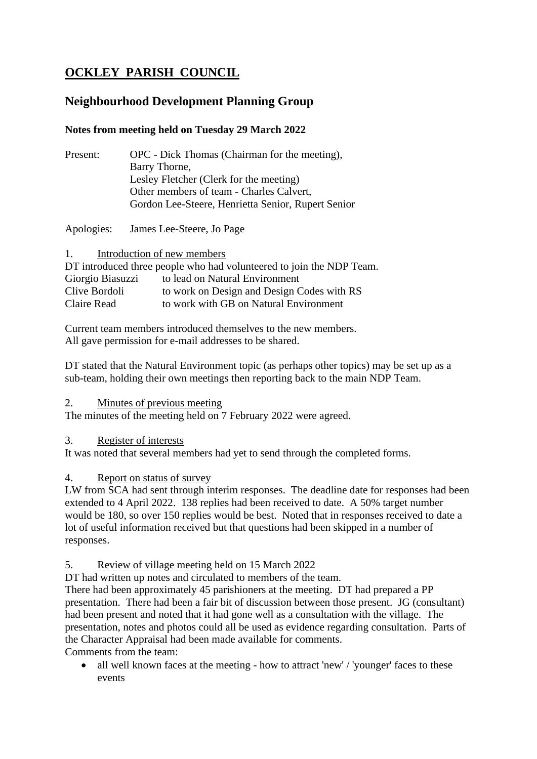# OCKLEY PARISH COUNCIL

## Neighbourhood Development Planning Group

**Notes from meeting held on Tuesday 29 March 2022**

Present: OPC - Dick Thomas (Chairman for the meeting),
Barry Thorne,
Lesley Fletcher (Clerk for the meeting)
Other members of team - Charles Calvert,
Gordon Lee-Steere, Henrietta Senior, Rupert Senior

Apologies: James Lee-Steere, Jo Page

1. Introduction of new members

DT introduced three people who had volunteered to join the NDP Team.

| | |
|---|---|
| Giorgio Biasuzzi | to lead on Natural Environment |
| Clive Bordoli | to work on Design and Design Codes with RS |
| Claire Read | to work with GB on Natural Environment |

Current team members introduced themselves to the new members.
All gave permission for e-mail addresses to be shared.

DT stated that the Natural Environment topic (as perhaps other topics) may be set up as a sub-team, holding their own meetings then reporting back to the main NDP Team.

2. Minutes of previous meeting

The minutes of the meeting held on 7 February 2022 were agreed.

3. Register of interests

It was noted that several members had yet to send through the completed forms.

4. Report on status of survey

LW from SCA had sent through interim responses. The deadline date for responses had been extended to 4 April 2022. 138 replies had been received to date. A 50% target number would be 180, so over 150 replies would be best. Noted that in responses received to date a lot of useful information received but that questions had been skipped in a number of responses.

5. Review of village meeting held on 15 March 2022

DT had written up notes and circulated to members of the team.
There had been approximately 45 parishioners at the meeting. DT had prepared a PP presentation. There had been a fair bit of discussion between those present. JG (consultant) had been present and noted that it had gone well as a consultation with the village. The presentation, notes and photos could all be used as evidence regarding consultation. Parts of the Character Appraisal had been made available for comments.
Comments from the team:

- all well known faces at the meeting - how to attract 'new' / 'younger' faces to these events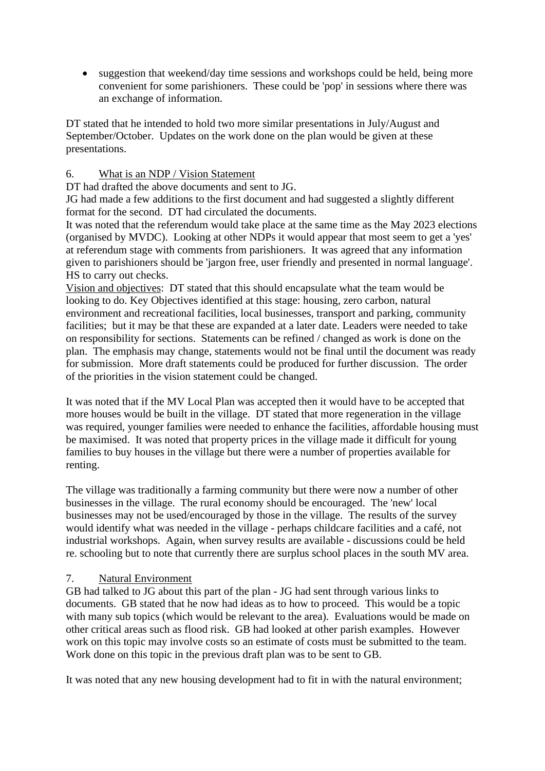- suggestion that weekend/day time sessions and workshops could be held, being more convenient for some parishioners. These could be 'pop' in sessions where there was an exchange of information.

DT stated that he intended to hold two more similar presentations in July/August and September/October. Updates on the work done on the plan would be given at these presentations.

6. <u>What is an NDP / Vision Statement</u>

DT had drafted the above documents and sent to JG.
JG had made a few additions to the first document and had suggested a slightly different format for the second. DT had circulated the documents.
It was noted that the referendum would take place at the same time as the May 2023 elections (organised by MVDC). Looking at other NDPs it would appear that most seem to get a 'yes' at referendum stage with comments from parishioners. It was agreed that any information given to parishioners should be 'jargon free, user friendly and presented in normal language'. HS to carry out checks.
<u>Vision and objectives</u>: DT stated that this should encapsulate what the team would be looking to do. Key Objectives identified at this stage: housing, zero carbon, natural environment and recreational facilities, local businesses, transport and parking, community facilities; but it may be that these are expanded at a later date. Leaders were needed to take on responsibility for sections. Statements can be refined / changed as work is done on the plan. The emphasis may change, statements would not be final until the document was ready for submission. More draft statements could be produced for further discussion. The order of the priorities in the vision statement could be changed.

It was noted that if the MV Local Plan was accepted then it would have to be accepted that more houses would be built in the village. DT stated that more regeneration in the village was required, younger families were needed to enhance the facilities, affordable housing must be maximised. It was noted that property prices in the village made it difficult for young families to buy houses in the village but there were a number of properties available for renting.

The village was traditionally a farming community but there were now a number of other businesses in the village. The rural economy should be encouraged. The 'new' local businesses may not be used/encouraged by those in the village. The results of the survey would identify what was needed in the village - perhaps childcare facilities and a café, not industrial workshops. Again, when survey results are available - discussions could be held re. schooling but to note that currently there are surplus school places in the south MV area.

7. <u>Natural Environment</u>

GB had talked to JG about this part of the plan - JG had sent through various links to documents. GB stated that he now had ideas as to how to proceed. This would be a topic with many sub topics (which would be relevant to the area). Evaluations would be made on other critical areas such as flood risk. GB had looked at other parish examples. However work on this topic may involve costs so an estimate of costs must be submitted to the team. Work done on this topic in the previous draft plan was to be sent to GB.

It was noted that any new housing development had to fit in with the natural environment;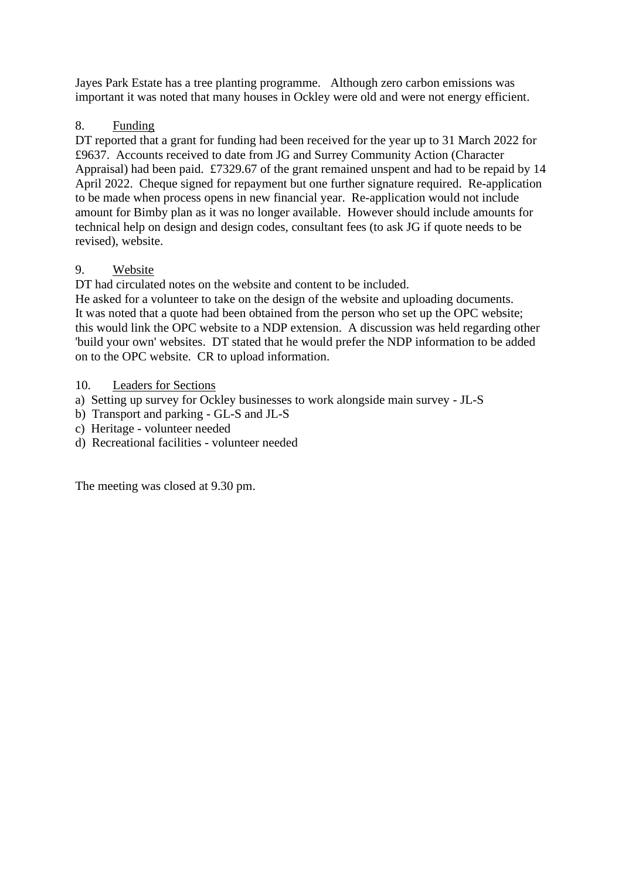Jayes Park Estate has a tree planting programme. Although zero carbon emissions was important it was noted that many houses in Ockley were old and were not energy efficient.

8. <u>Funding</u>

DT reported that a grant for funding had been received for the year up to 31 March 2022 for £9637. Accounts received to date from JG and Surrey Community Action (Character Appraisal) had been paid. £7329.67 of the grant remained unspent and had to be repaid by 14 April 2022. Cheque signed for repayment but one further signature required. Re-application to be made when process opens in new financial year. Re-application would not include amount for Bimby plan as it was no longer available. However should include amounts for technical help on design and design codes, consultant fees (to ask JG if quote needs to be revised), website.

9. <u>Website</u>

DT had circulated notes on the website and content to be included.
He asked for a volunteer to take on the design of the website and uploading documents.
It was noted that a quote had been obtained from the person who set up the OPC website; this would link the OPC website to a NDP extension. A discussion was held regarding other 'build your own' websites. DT stated that he would prefer the NDP information to be added on to the OPC website. CR to upload information.

10. <u>Leaders for Sections</u>

a) Setting up survey for Ockley businesses to work alongside main survey - JL-S
b) Transport and parking - GL-S and JL-S
c) Heritage - volunteer needed
d) Recreational facilities - volunteer needed

The meeting was closed at 9.30 pm.